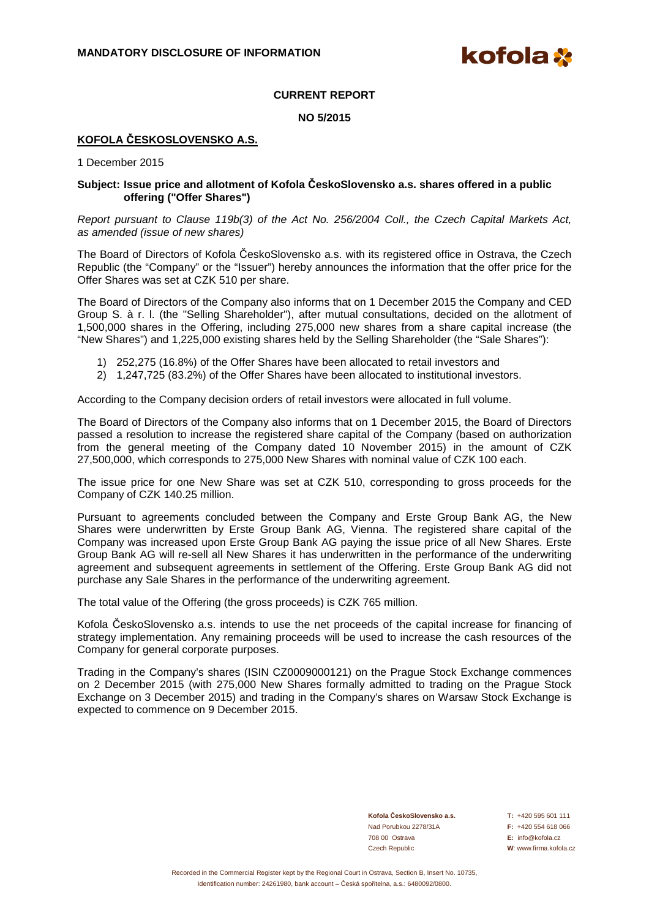**MANDATORY DISCLOSURE OF INFORMATION**

**CURRENT REPORT**

**NO 5/2015**

**KOFOLA ČESKOSLOVENSKO A.S.**

1 December 2015

**Subject: Issue price and allotment of Kofola ČeskoSlovensko a.s. shares offered in a public offering ("Offer Shares")**

*Report pursuant to Clause 119b(3) of the Act No. 256/2004 Coll., the Czech Capital Markets Act, as amended (issue of new shares)*

The Board of Directors of Kofola ČeskoSlovensko a.s. with its registered office in Ostrava, the Czech Republic (the "Company" or the "Issuer") hereby announces the information that the offer price for the Offer Shares was set at CZK 510 per share.

The Board of Directors of the Company also informs that on 1 December 2015 the Company and CED Group S. à r. l. (the "Selling Shareholder"), after mutual consultations, decided on the allotment of 1,500,000 shares in the Offering, including 275,000 new shares from a share capital increase (the "New Shares") and 1,225,000 existing shares held by the Selling Shareholder (the "Sale Shares"):

1) 252,275 (16.8%) of the Offer Shares have been allocated to retail investors and
2) 1,247,725 (83.2%) of the Offer Shares have been allocated to institutional investors.

According to the Company decision orders of retail investors were allocated in full volume.

The Board of Directors of the Company also informs that on 1 December 2015, the Board of Directors passed a resolution to increase the registered share capital of the Company (based on authorization from the general meeting of the Company dated 10 November 2015) in the amount of CZK 27,500,000, which corresponds to 275,000 New Shares with nominal value of CZK 100 each.

The issue price for one New Share was set at CZK 510, corresponding to gross proceeds for the Company of CZK 140.25 million.

Pursuant to agreements concluded between the Company and Erste Group Bank AG, the New Shares were underwritten by Erste Group Bank AG, Vienna. The registered share capital of the Company was increased upon Erste Group Bank AG paying the issue price of all New Shares. Erste Group Bank AG will re-sell all New Shares it has underwritten in the performance of the underwriting agreement and subsequent agreements in settlement of the Offering. Erste Group Bank AG did not purchase any Sale Shares in the performance of the underwriting agreement.

The total value of the Offering (the gross proceeds) is CZK 765 million.

Kofola ČeskoSlovensko a.s. intends to use the net proceeds of the capital increase for financing of strategy implementation. Any remaining proceeds will be used to increase the cash resources of the Company for general corporate purposes.

Trading in the Company's shares (ISIN CZ0009000121) on the Prague Stock Exchange commences on 2 December 2015 (with 275,000 New Shares formally admitted to trading on the Prague Stock Exchange on 3 December 2015) and trading in the Company's shares on Warsaw Stock Exchange is expected to commence on 9 December 2015.

**Kofola ČeskoSlovensko a.s.**
Nad Porubkou 2278/31A
708 00 Ostrava
Czech Republic

**T:** +420 595 601 111
**F:** +420 554 618 066
**E:** info@kofola.cz
**W**: www.firma.kofola.cz

Recorded in the Commercial Register kept by the Regional Court in Ostrava, Section B, Insert No. 10735, Identification number: 24261980, bank account – Česká spořitelna, a.s.: 6480092/0800.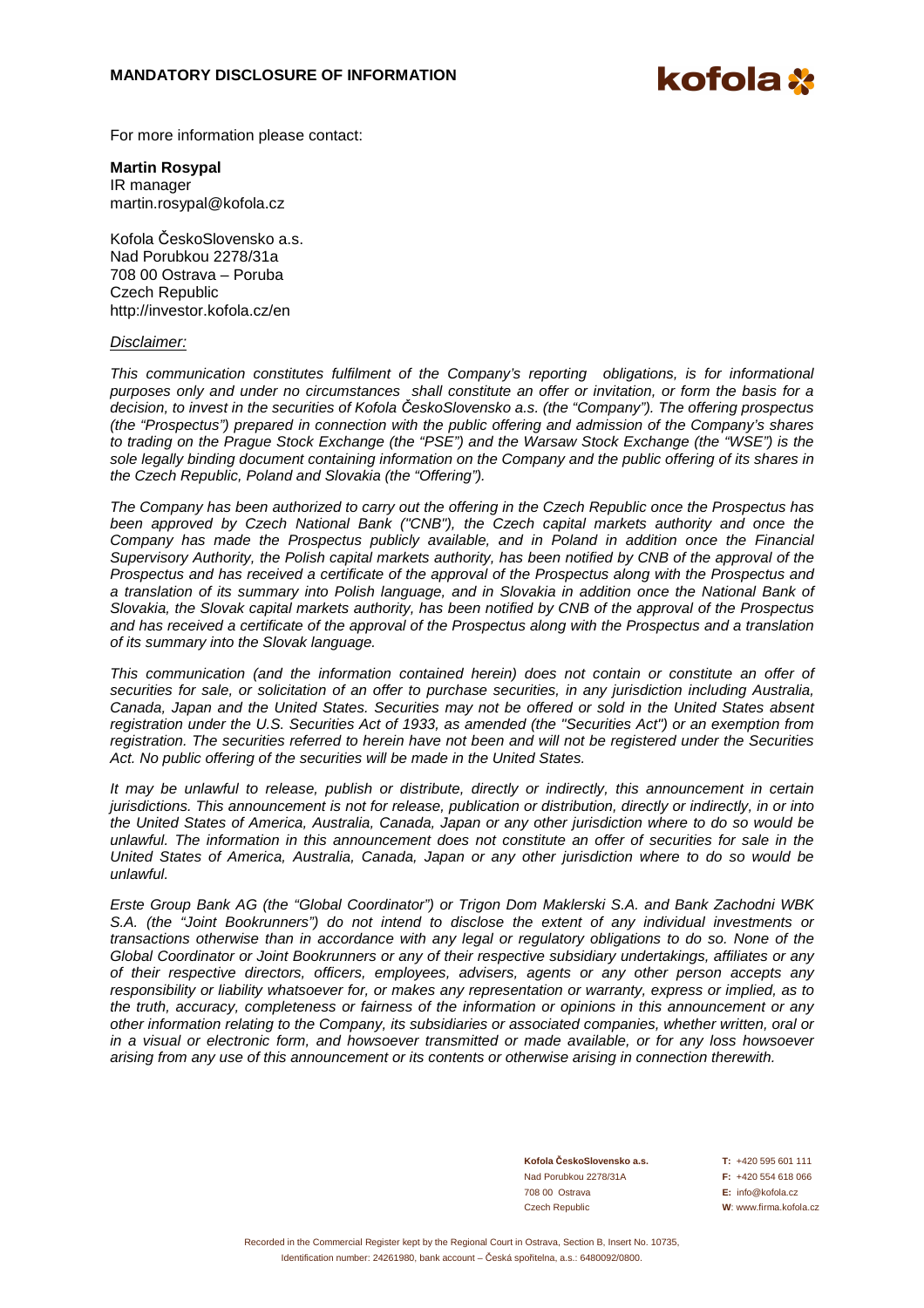For more information please contact:

**Martin Rosypal**
IR manager
martin.rosypal@kofola.cz

Kofola ČeskoSlovensko a.s.
Nad Porubkou 2278/31a
708 00 Ostrava – Poruba
Czech Republic
http://investor.kofola.cz/en

*Disclaimer:*

*This communication constitutes fulfilment of the Company's reporting obligations, is for informational purposes only and under no circumstances shall constitute an offer or invitation, or form the basis for a decision, to invest in the securities of Kofola ČeskoSlovensko a.s. (the "Company"). The offering prospectus (the "Prospectus") prepared in connection with the public offering and admission of the Company's shares to trading on the Prague Stock Exchange (the "PSE") and the Warsaw Stock Exchange (the "WSE") is the sole legally binding document containing information on the Company and the public offering of its shares in the Czech Republic, Poland and Slovakia (the "Offering").*

*The Company has been authorized to carry out the offering in the Czech Republic once the Prospectus has been approved by Czech National Bank ("CNB"), the Czech capital markets authority and once the Company has made the Prospectus publicly available, and in Poland in addition once the Financial Supervisory Authority, the Polish capital markets authority, has been notified by CNB of the approval of the Prospectus and has received a certificate of the approval of the Prospectus along with the Prospectus and a translation of its summary into Polish language, and in Slovakia in addition once the National Bank of Slovakia, the Slovak capital markets authority, has been notified by CNB of the approval of the Prospectus and has received a certificate of the approval of the Prospectus along with the Prospectus and a translation of its summary into the Slovak language.*

*This communication (and the information contained herein) does not contain or constitute an offer of securities for sale, or solicitation of an offer to purchase securities, in any jurisdiction including Australia, Canada, Japan and the United States. Securities may not be offered or sold in the United States absent registration under the U.S. Securities Act of 1933, as amended (the "Securities Act") or an exemption from registration. The securities referred to herein have not been and will not be registered under the Securities Act. No public offering of the securities will be made in the United States.*

*It may be unlawful to release, publish or distribute, directly or indirectly, this announcement in certain jurisdictions. This announcement is not for release, publication or distribution, directly or indirectly, in or into the United States of America, Australia, Canada, Japan or any other jurisdiction where to do so would be unlawful. The information in this announcement does not constitute an offer of securities for sale in the United States of America, Australia, Canada, Japan or any other jurisdiction where to do so would be unlawful.*

*Erste Group Bank AG (the "Global Coordinator") or Trigon Dom Maklerski S.A. and Bank Zachodni WBK S.A. (the "Joint Bookrunners") do not intend to disclose the extent of any individual investments or transactions otherwise than in accordance with any legal or regulatory obligations to do so. None of the Global Coordinator or Joint Bookrunners or any of their respective subsidiary undertakings, affiliates or any of their respective directors, officers, employees, advisers, agents or any other person accepts any responsibility or liability whatsoever for, or makes any representation or warranty, express or implied, as to the truth, accuracy, completeness or fairness of the information or opinions in this announcement or any other information relating to the Company, its subsidiaries or associated companies, whether written, oral or in a visual or electronic form, and howsoever transmitted or made available, or for any loss howsoever arising from any use of this announcement or its contents or otherwise arising in connection therewith.*